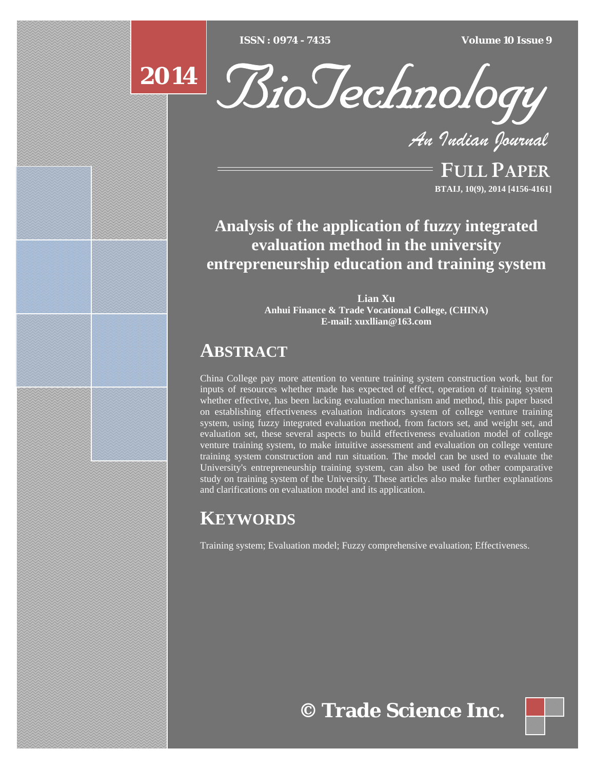ISSN : 0974 - 7435 Volume 10 Issue 9

2014

# BioTechnology

*An Indian Journal*

FULL PAPER

BTAIJ, 10(9), 2014 [4156-4161]

# Analysis of the application of fuzzy integrated evaluation method in the university entrepreneurship education and training system

**Lian Xu**
**Anhui Finance & Trade Vocational College, (CHINA)**
**E-mail: xuxllian@163.com**

## ABSTRACT

China College pay more attention to venture training system construction work, but for inputs of resources whether made has expected of effect, operation of training system whether effective, has been lacking evaluation mechanism and method, this paper based on establishing effectiveness evaluation indicators system of college venture training system, using fuzzy integrated evaluation method, from factors set, and weight set, and evaluation set, these several aspects to build effectiveness evaluation model of college venture training system, to make intuitive assessment and evaluation on college venture training system construction and run situation. The model can be used to evaluate the University's entrepreneurship training system, can also be used for other comparative study on training system of the University. These articles also make further explanations and clarifications on evaluation model and its application.

## KEYWORDS

Training system; Evaluation model; Fuzzy comprehensive evaluation; Effectiveness.

© Trade Science Inc.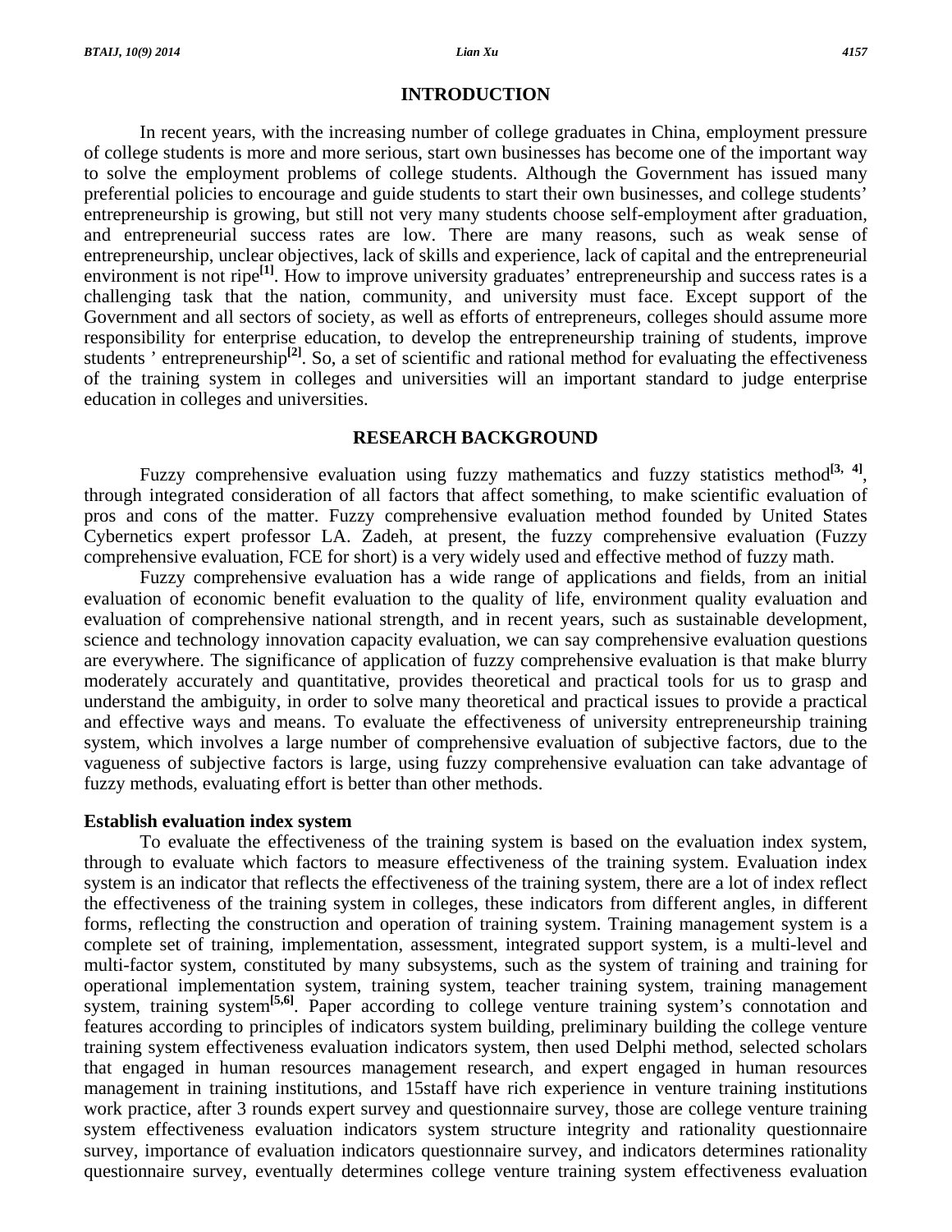## INTRODUCTION

In recent years, with the increasing number of college graduates in China, employment pressure of college students is more and more serious, start own businesses has become one of the important way to solve the employment problems of college students. Although the Government has issued many preferential policies to encourage and guide students to start their own businesses, and college students' entrepreneurship is growing, but still not very many students choose self-employment after graduation, and entrepreneurial success rates are low. There are many reasons, such as weak sense of entrepreneurship, unclear objectives, lack of skills and experience, lack of capital and the entrepreneurial environment is not ripe[1]. How to improve university graduates' entrepreneurship and success rates is a challenging task that the nation, community, and university must face. Except support of the Government and all sectors of society, as well as efforts of entrepreneurs, colleges should assume more responsibility for enterprise education, to develop the entrepreneurship training of students, improve students ' entrepreneurship[2]. So, a set of scientific and rational method for evaluating the effectiveness of the training system in colleges and universities will an important standard to judge enterprise education in colleges and universities.

## RESEARCH BACKGROUND

Fuzzy comprehensive evaluation using fuzzy mathematics and fuzzy statistics method[3, 4], through integrated consideration of all factors that affect something, to make scientific evaluation of pros and cons of the matter. Fuzzy comprehensive evaluation method founded by United States Cybernetics expert professor LA. Zadeh, at present, the fuzzy comprehensive evaluation (Fuzzy comprehensive evaluation, FCE for short) is a very widely used and effective method of fuzzy math.

Fuzzy comprehensive evaluation has a wide range of applications and fields, from an initial evaluation of economic benefit evaluation to the quality of life, environment quality evaluation and evaluation of comprehensive national strength, and in recent years, such as sustainable development, science and technology innovation capacity evaluation, we can say comprehensive evaluation questions are everywhere. The significance of application of fuzzy comprehensive evaluation is that make blurry moderately accurately and quantitative, provides theoretical and practical tools for us to grasp and understand the ambiguity, in order to solve many theoretical and practical issues to provide a practical and effective ways and means. To evaluate the effectiveness of university entrepreneurship training system, which involves a large number of comprehensive evaluation of subjective factors, due to the vagueness of subjective factors is large, using fuzzy comprehensive evaluation can take advantage of fuzzy methods, evaluating effort is better than other methods.

### Establish evaluation index system

To evaluate the effectiveness of the training system is based on the evaluation index system, through to evaluate which factors to measure effectiveness of the training system. Evaluation index system is an indicator that reflects the effectiveness of the training system, there are a lot of index reflect the effectiveness of the training system in colleges, these indicators from different angles, in different forms, reflecting the construction and operation of training system. Training management system is a complete set of training, implementation, assessment, integrated support system, is a multi-level and multi-factor system, constituted by many subsystems, such as the system of training and training for operational implementation system, training system, teacher training system, training management system, training system[5,6]. Paper according to college venture training system's connotation and features according to principles of indicators system building, preliminary building the college venture training system effectiveness evaluation indicators system, then used Delphi method, selected scholars that engaged in human resources management research, and expert engaged in human resources management in training institutions, and 15staff have rich experience in venture training institutions work practice, after 3 rounds expert survey and questionnaire survey, those are college venture training system effectiveness evaluation indicators system structure integrity and rationality questionnaire survey, importance of evaluation indicators questionnaire survey, and indicators determines rationality questionnaire survey, eventually determines college venture training system effectiveness evaluation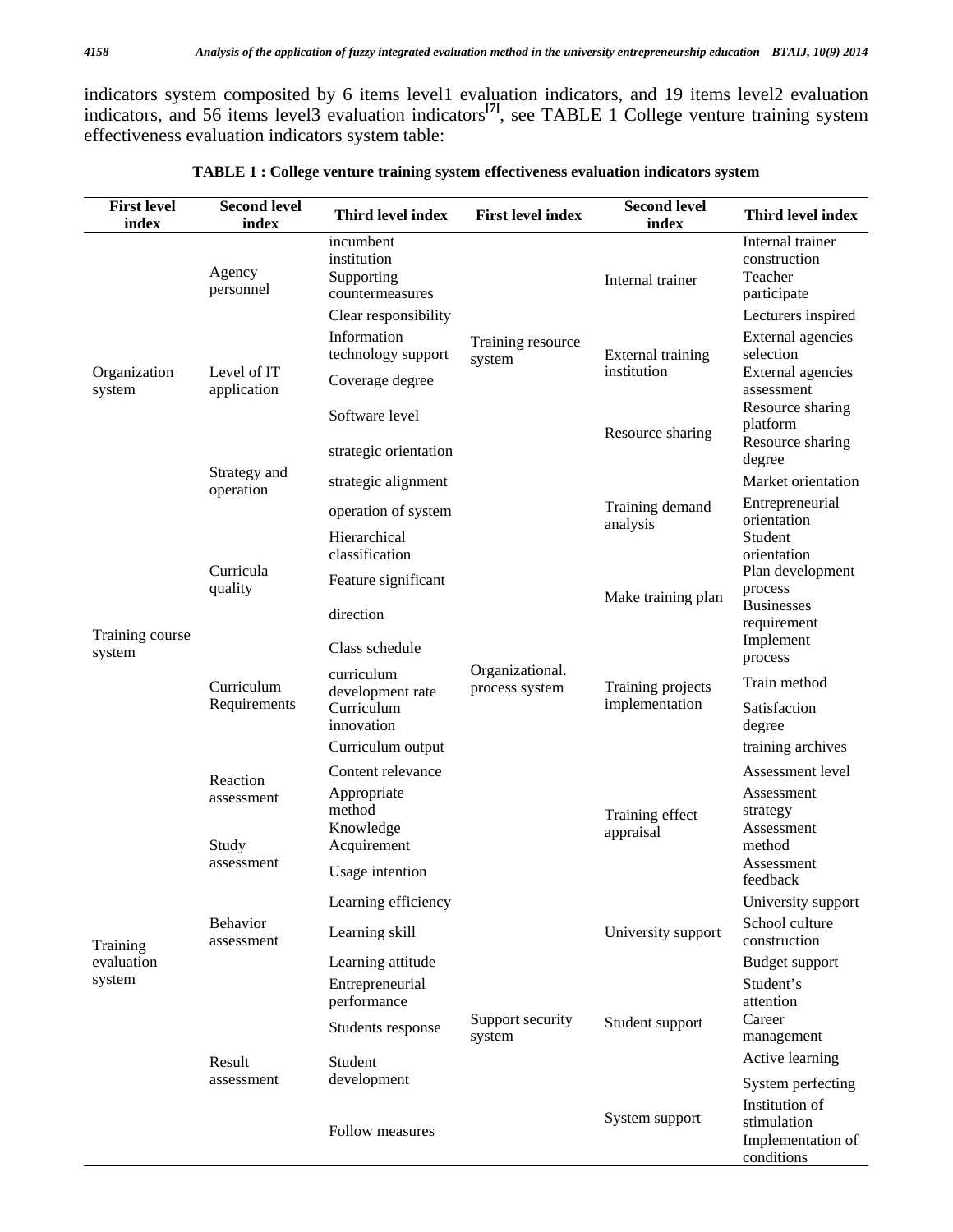indicators system composited by 6 items level1 evaluation indicators, and 19 items level2 evaluation indicators, and 56 items level3 evaluation indicators[7], see TABLE 1 College venture training system effectiveness evaluation indicators system table:

**TABLE 1 : College venture training system effectiveness evaluation indicators system**

| First level index | Second level index | Third level index | First level index | Second level index | Third level index |
|---|---|---|---|---|---|
| Organization system | Agency personnel | incumbent institution | Training resource system | Internal trainer | Internal trainer construction |
| | | Supporting countermeasures | | | Teacher participate |
| | | Clear responsibility | | | Lecturers inspired |
| | Level of IT application | Information technology support | | External training institution | External agencies selection |
| | | Coverage degree | | | External agencies assessment |
| | | Software level | | Resource sharing | Resource sharing platform |
| | Strategy and operation | strategic orientation | | | Resource sharing degree |
| | | strategic alignment | Organizational. process system | Training demand analysis | Market orientation |
| | | operation of system | | | Entrepreneurial orientation |
| Training course system | Curricula quality | Hierarchical classification | | | Student orientation |
| | | Feature significant | | Make training plan | Plan development process |
| | | direction | | | Businesses requirement |
| | | Class schedule | | | Implement process |
| | Curriculum Requirements | curriculum development rate | | Training projects implementation | Train method |
| | | Curriculum innovation | | | Satisfaction degree |
| | | Curriculum output | | | training archives |
| Training evaluation system | Reaction assessment | Content relevance | | Training effect appraisal | Assessment level |
| | | Appropriate method | | | Assessment strategy |
| | Study assessment | Knowledge Acquirement | | | Assessment method |
| | | Usage intention | | | Assessment feedback |
| | Behavior assessment | Learning efficiency | Support security system | University support | University support |
| | | Learning skill | | | School culture construction |
| | | Learning attitude | | | Budget support |
| | | Entrepreneurial performance | | Student support | Student's attention |
| | Result assessment | Students response | | | Career management |
| | | Student development | | | Active learning |
| | | | | System support | System perfecting |
| | | Follow measures | | | Institution of stimulation |
| | | | | | Implementation of conditions |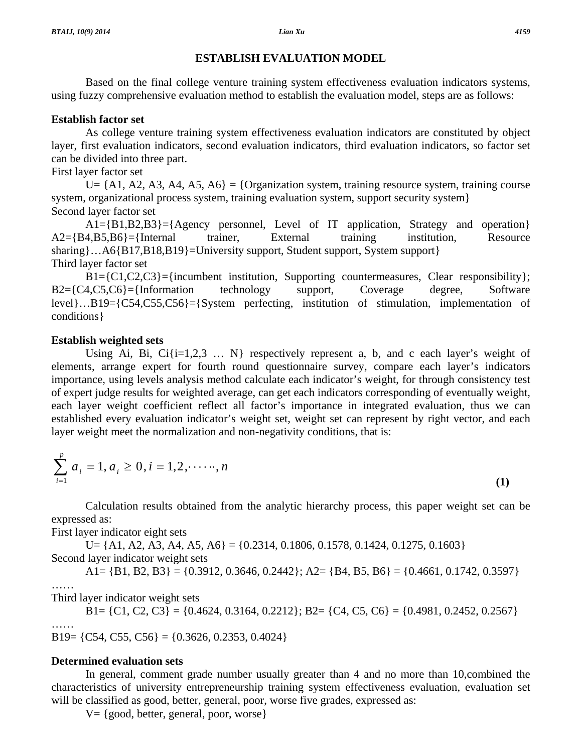## ESTABLISH EVALUATION MODEL

Based on the final college venture training system effectiveness evaluation indicators systems, using fuzzy comprehensive evaluation method to establish the evaluation model, steps are as follows:

### Establish factor set

As college venture training system effectiveness evaluation indicators are constituted by object layer, first evaluation indicators, second evaluation indicators, third evaluation indicators, so factor set can be divided into three part.

First layer factor set

U= {A1, A2, A3, A4, A5, A6} = {Organization system, training resource system, training course system, organizational process system, training evaluation system, support security system}

Second layer factor set

A1={B1,B2,B3}={Agency personnel, Level of IT application, Strategy and operation} A2={B4,B5,B6}={Internal trainer, External training institution, Resource sharing}…A6{B17,B18,B19}=University support, Student support, System support}

Third layer factor set

B1={C1,C2,C3}={incumbent institution, Supporting countermeasures, Clear responsibility}; B2={C4,C5,C6}={Information technology support, Coverage degree, Software level}…B19={C54,C55,C56}={System perfecting, institution of stimulation, implementation of conditions}

### Establish weighted sets

Using Ai, Bi, Ci{i=1,2,3 … N} respectively represent a, b, and c each layer's weight of elements, arrange expert for fourth round questionnaire survey, compare each layer's indicators importance, using levels analysis method calculate each indicator's weight, for through consistency test of expert judge results for weighted average, can get each indicators corresponding of eventually weight, each layer weight coefficient reflect all factor's importance in integrated evaluation, thus we can established every evaluation indicator's weight set, weight set can represent by right vector, and each layer weight meet the normalization and non-negativity conditions, that is:

$$\sum_{i=1}^{p} a_i = 1, a_i \geq 0, i = 1,2,\cdots\cdots, n \tag{1}$$

Calculation results obtained from the analytic hierarchy process, this paper weight set can be expressed as:

First layer indicator eight sets

U= {A1, A2, A3, A4, A5, A6} = {0.2314, 0.1806, 0.1578, 0.1424, 0.1275, 0.1603}

Second layer indicator weight sets

A1= {B1, B2, B3} = {0.3912, 0.3646, 0.2442}; A2= {B4, B5, B6} = {0.4661, 0.1742, 0.3597}

……

Third layer indicator weight sets

B1= {C1, C2, C3} = {0.4624, 0.3164, 0.2212}; B2= {C4, C5, C6} = {0.4981, 0.2452, 0.2567}

……

B19= {C54, C55, C56} = {0.3626, 0.2353, 0.4024}

### Determined evaluation sets

In general, comment grade number usually greater than 4 and no more than 10,combined the characteristics of university entrepreneurship training system effectiveness evaluation, evaluation set will be classified as good, better, general, poor, worse five grades, expressed as:

V= {good, better, general, poor, worse}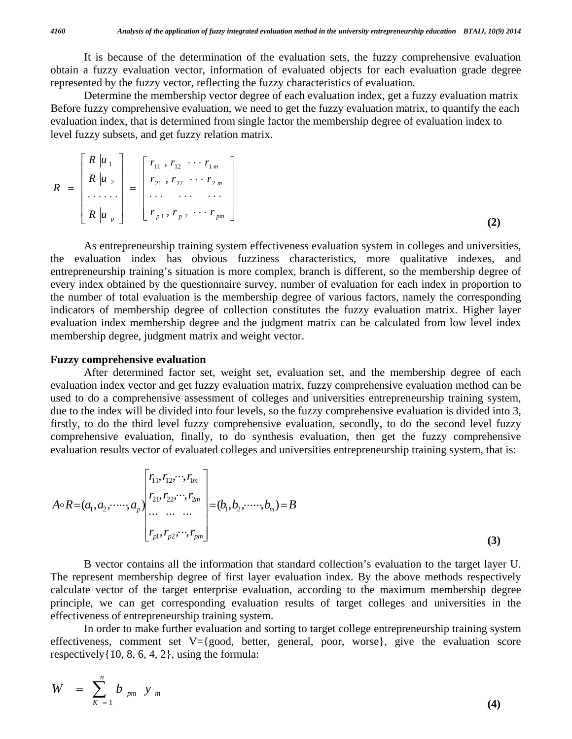It is because of the determination of the evaluation sets, the fuzzy comprehensive evaluation obtain a fuzzy evaluation vector, information of evaluated objects for each evaluation grade degree represented by the fuzzy vector, reflecting the fuzzy characteristics of evaluation.

Determine the membership vector degree of each evaluation index, get a fuzzy evaluation matrix Before fuzzy comprehensive evaluation, we need to get the fuzzy evaluation matrix, to quantify the each evaluation index, that is determined from single factor the membership degree of evaluation index to level fuzzy subsets, and get fuzzy relation matrix.

$$R = \begin{bmatrix} R\,|u_1 \\ R\,|u_2 \\ \cdots\cdots \\ R\,|u_p \end{bmatrix} = \begin{bmatrix} r_{11}\ ,\ r_{12}\ \cdots r_{1m} \\ r_{21}\ ,\ r_{22}\ \cdots r_{2m} \\ \cdots \quad \cdots \quad \cdots \\ r_{p1}\ ,\ r_{p2}\ \cdots r_{pm} \end{bmatrix} \tag{2}$$

As entrepreneurship training system effectiveness evaluation system in colleges and universities, the evaluation index has obvious fuzziness characteristics, more qualitative indexes, and entrepreneurship training's situation is more complex, branch is different, so the membership degree of every index obtained by the questionnaire survey, number of evaluation for each index in proportion to the number of total evaluation is the membership degree of various factors, namely the corresponding indicators of membership degree of collection constitutes the fuzzy evaluation matrix. Higher layer evaluation index membership degree and the judgment matrix can be calculated from low level index membership degree, judgment matrix and weight vector.

**Fuzzy comprehensive evaluation**

After determined factor set, weight set, evaluation set, and the membership degree of each evaluation index vector and get fuzzy evaluation matrix, fuzzy comprehensive evaluation method can be used to do a comprehensive assessment of colleges and universities entrepreneurship training system, due to the index will be divided into four levels, so the fuzzy comprehensive evaluation is divided into 3, firstly, to do the third level fuzzy comprehensive evaluation, secondly, to do the second level fuzzy comprehensive evaluation, finally, to do synthesis evaluation, then get the fuzzy comprehensive evaluation results vector of evaluated colleges and universities entrepreneurship training system, that is:

$$A \circ R = (a_1, a_2, \cdots\cdots, a_p) \begin{bmatrix} r_{11}, r_{12}, \cdots, r_{1m} \\ r_{21}, r_{22}, \cdots, r_{2m} \\ \cdots \quad \cdots \quad \cdots \\ r_{p1}, r_{p2}, \cdots, r_{pm} \end{bmatrix} = (b_1, b_2, \cdots\cdots, b_m) = B \tag{3}$$

B vector contains all the information that standard collection's evaluation to the target layer U. The represent membership degree of first layer evaluation index. By the above methods respectively calculate vector of the target enterprise evaluation, according to the maximum membership degree principle, we can get corresponding evaluation results of target colleges and universities in the effectiveness of entrepreneurship training system.

In order to make further evaluation and sorting to target college entrepreneurship training system effectiveness, comment set V={good, better, general, poor, worse}, give the evaluation score respectively{10, 8, 6, 4, 2}, using the formula:

$$W = \sum_{K=1}^{n} b_{pm}\ y_m \tag{4}$$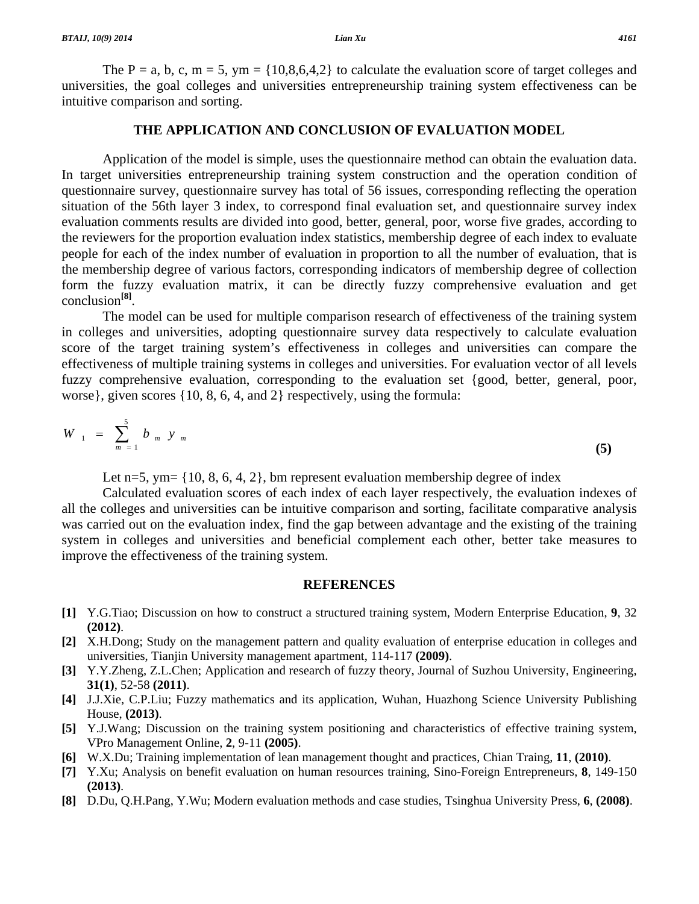The P = a, b, c, m = 5, ym = {10,8,6,4,2} to calculate the evaluation score of target colleges and universities, the goal colleges and universities entrepreneurship training system effectiveness can be intuitive comparison and sorting.

## THE APPLICATION AND CONCLUSION OF EVALUATION MODEL

Application of the model is simple, uses the questionnaire method can obtain the evaluation data. In target universities entrepreneurship training system construction and the operation condition of questionnaire survey, questionnaire survey has total of 56 issues, corresponding reflecting the operation situation of the 56th layer 3 index, to correspond final evaluation set, and questionnaire survey index evaluation comments results are divided into good, better, general, poor, worse five grades, according to the reviewers for the proportion evaluation index statistics, membership degree of each index to evaluate people for each of the index number of evaluation in proportion to all the number of evaluation, that is the membership degree of various factors, corresponding indicators of membership degree of collection form the fuzzy evaluation matrix, it can be directly fuzzy comprehensive evaluation and get conclusion[8].

The model can be used for multiple comparison research of effectiveness of the training system in colleges and universities, adopting questionnaire survey data respectively to calculate evaluation score of the target training system's effectiveness in colleges and universities can compare the effectiveness of multiple training systems in colleges and universities. For evaluation vector of all levels fuzzy comprehensive evaluation, corresponding to the evaluation set {good, better, general, poor, worse}, given scores {10, 8, 6, 4, and 2} respectively, using the formula:

$$W_1 = \sum_{m=1}^{5} b_m y_m \tag{5}$$

Let n=5, ym= {10, 8, 6, 4, 2}, bm represent evaluation membership degree of index

Calculated evaluation scores of each index of each layer respectively, the evaluation indexes of all the colleges and universities can be intuitive comparison and sorting, facilitate comparative analysis was carried out on the evaluation index, find the gap between advantage and the existing of the training system in colleges and universities and beneficial complement each other, better take measures to improve the effectiveness of the training system.

## REFERENCES

- **[1]** Y.G.Tiao; Discussion on how to construct a structured training system, Modern Enterprise Education, **9**, 32 **(2012)**.
- **[2]** X.H.Dong; Study on the management pattern and quality evaluation of enterprise education in colleges and universities, Tianjin University management apartment, 114-117 **(2009)**.
- **[3]** Y.Y.Zheng, Z.L.Chen; Application and research of fuzzy theory, Journal of Suzhou University, Engineering, **31(1)**, 52-58 **(2011)**.
- **[4]** J.J.Xie, C.P.Liu; Fuzzy mathematics and its application, Wuhan, Huazhong Science University Publishing House, **(2013)**.
- **[5]** Y.J.Wang; Discussion on the training system positioning and characteristics of effective training system, VPro Management Online, **2**, 9-11 **(2005)**.
- **[6]** W.X.Du; Training implementation of lean management thought and practices, Chian Traing, **11**, **(2010)**.
- **[7]** Y.Xu; Analysis on benefit evaluation on human resources training, Sino-Foreign Entrepreneurs, **8**, 149-150 **(2013)**.
- **[8]** D.Du, Q.H.Pang, Y.Wu; Modern evaluation methods and case studies, Tsinghua University Press, **6**, **(2008)**.